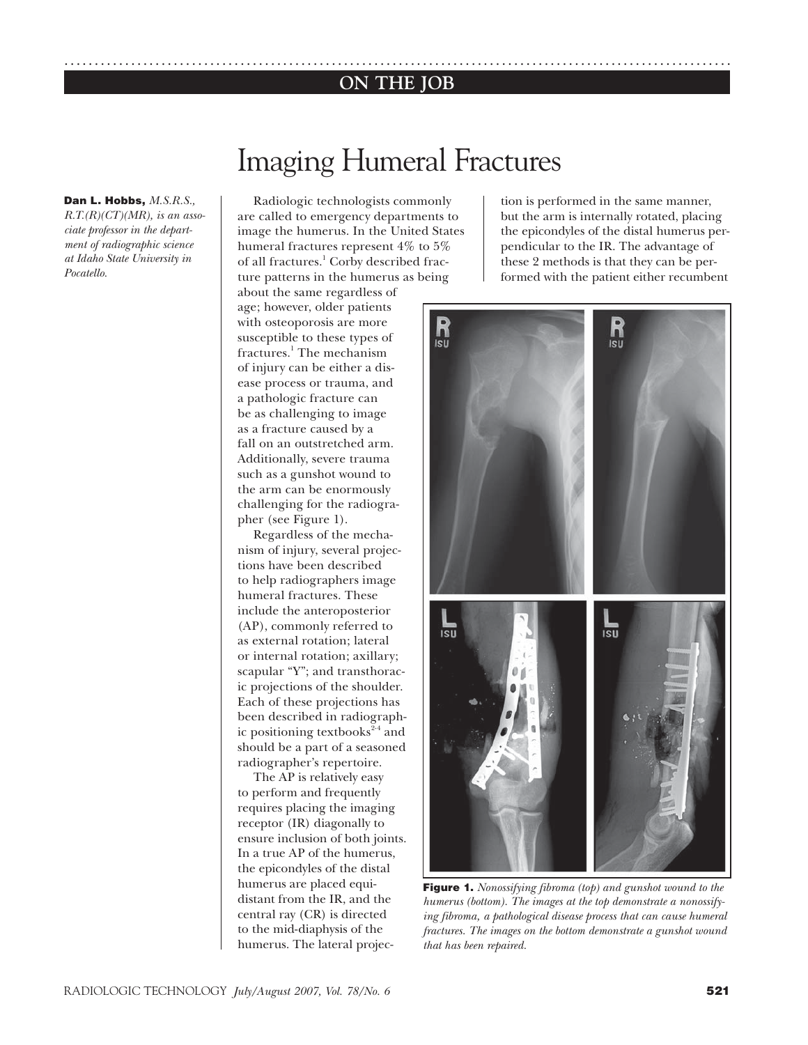ON THE JOB

# Imaging Humeral Fractures

**Dan L. Hobbs,** *M.S.R.S., R.T.(R)(CT)(MR), is an associate professor in the department of radiographic science at Idaho State University in Pocatello.*

Radiologic technologists commonly are called to emergency departments to image the humerus. In the United States humeral fractures represent 4% to 5% of all fractures.[1] Corby described fracture patterns in the humerus as being about the same regardless of age; however, older patients with osteoporosis are more susceptible to these types of fractures.[1] The mechanism of injury can be either a disease process or trauma, and a pathologic fracture can be as challenging to image as a fracture caused by a fall on an outstretched arm. Additionally, severe trauma such as a gunshot wound to the arm can be enormously challenging for the radiographer (see Figure 1).

Regardless of the mechanism of injury, several projections have been described to help radiographers image humeral fractures. These include the anteroposterior (AP), commonly referred to as external rotation; lateral or internal rotation; axillary; scapular "Y"; and transthoracic projections of the shoulder. Each of these projections has been described in radiographic positioning textbooks[2-4] and should be a part of a seasoned radiographer's repertoire.

The AP is relatively easy to perform and frequently requires placing the imaging receptor (IR) diagonally to ensure inclusion of both joints. In a true AP of the humerus, the epicondyles of the distal humerus are placed equidistant from the IR, and the central ray (CR) is directed to the mid-diaphysis of the humerus. The lateral projection is performed in the same manner, but the arm is internally rotated, placing the epicondyles of the distal humerus perpendicular to the IR. The advantage of these 2 methods is that they can be performed with the patient either recumbent

**Figure 1.** *Nonossifying fibroma (top) and gunshot wound to the humerus (bottom). The images at the top demonstrate a nonossifying fibroma, a pathological disease process that can cause humeral fractures. The images on the bottom demonstrate a gunshot wound that has been repaired.*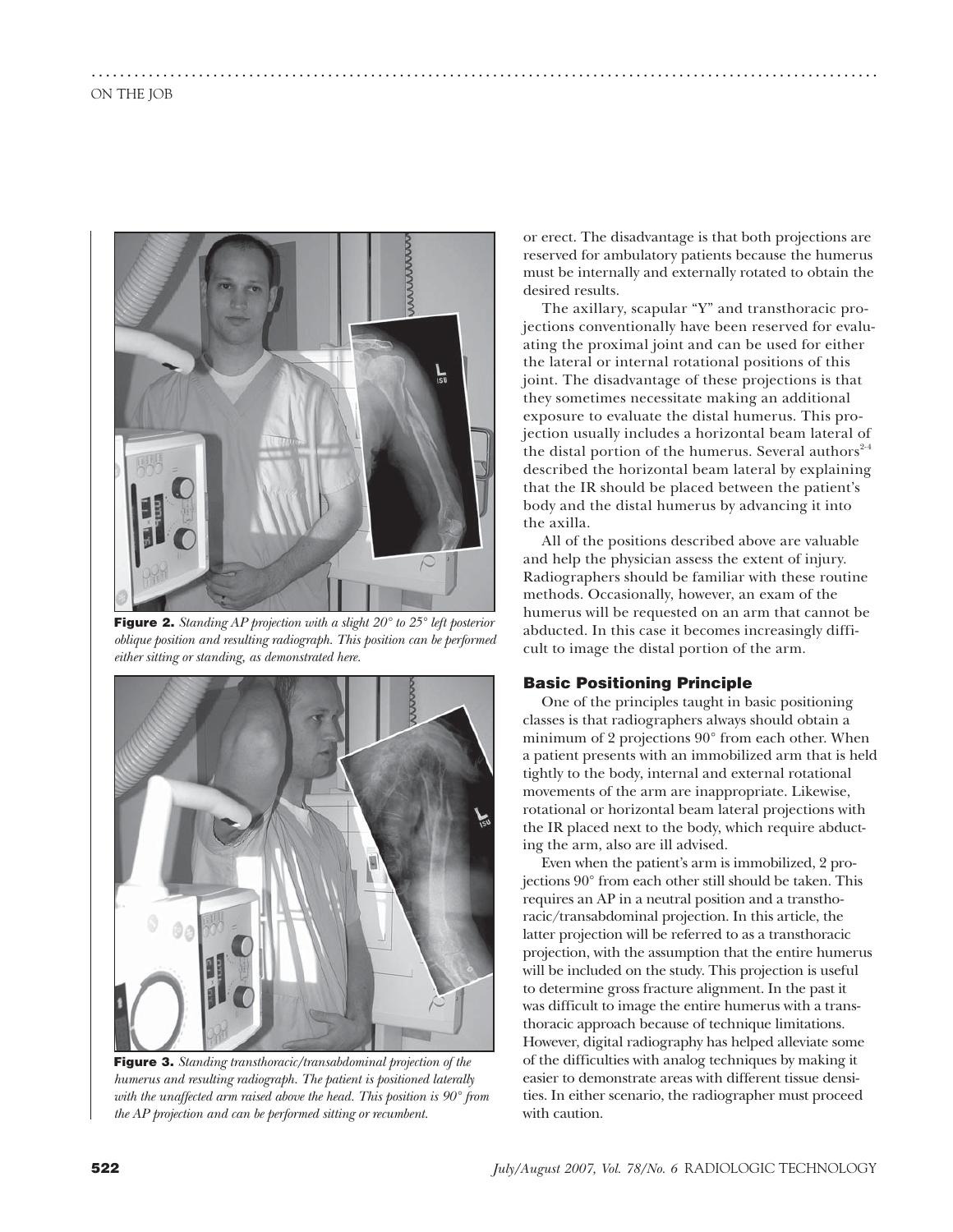**Figure 2.** *Standing AP projection with a slight 20° to 25° left posterior oblique position and resulting radiograph. This position can be performed either sitting or standing, as demonstrated here.*

**Figure 3.** *Standing transthoracic/transabdominal projection of the humerus and resulting radiograph. The patient is positioned laterally with the unaffected arm raised above the head. This position is 90° from the AP projection and can be performed sitting or recumbent.*

or erect. The disadvantage is that both projections are reserved for ambulatory patients because the humerus must be internally and externally rotated to obtain the desired results.

The axillary, scapular "Y" and transthoracic projections conventionally have been reserved for evaluating the proximal joint and can be used for either the lateral or internal rotational positions of this joint. The disadvantage of these projections is that they sometimes necessitate making an additional exposure to evaluate the distal humerus. This projection usually includes a horizontal beam lateral of the distal portion of the humerus. Several authors[2-4] described the horizontal beam lateral by explaining that the IR should be placed between the patient's body and the distal humerus by advancing it into the axilla.

All of the positions described above are valuable and help the physician assess the extent of injury. Radiographers should be familiar with these routine methods. Occasionally, however, an exam of the humerus will be requested on an arm that cannot be abducted. In this case it becomes increasingly difficult to image the distal portion of the arm.

## Basic Positioning Principle

One of the principles taught in basic positioning classes is that radiographers always should obtain a minimum of 2 projections 90° from each other. When a patient presents with an immobilized arm that is held tightly to the body, internal and external rotational movements of the arm are inappropriate. Likewise, rotational or horizontal beam lateral projections with the IR placed next to the body, which require abducting the arm, also are ill advised.

Even when the patient's arm is immobilized, 2 projections 90° from each other still should be taken. This requires an AP in a neutral position and a transthoracic/transabdominal projection. In this article, the latter projection will be referred to as a transthoracic projection, with the assumption that the entire humerus will be included on the study. This projection is useful to determine gross fracture alignment. In the past it was difficult to image the entire humerus with a transthoracic approach because of technique limitations. However, digital radiography has helped alleviate some of the difficulties with analog techniques by making it easier to demonstrate areas with different tissue densities. In either scenario, the radiographer must proceed with caution.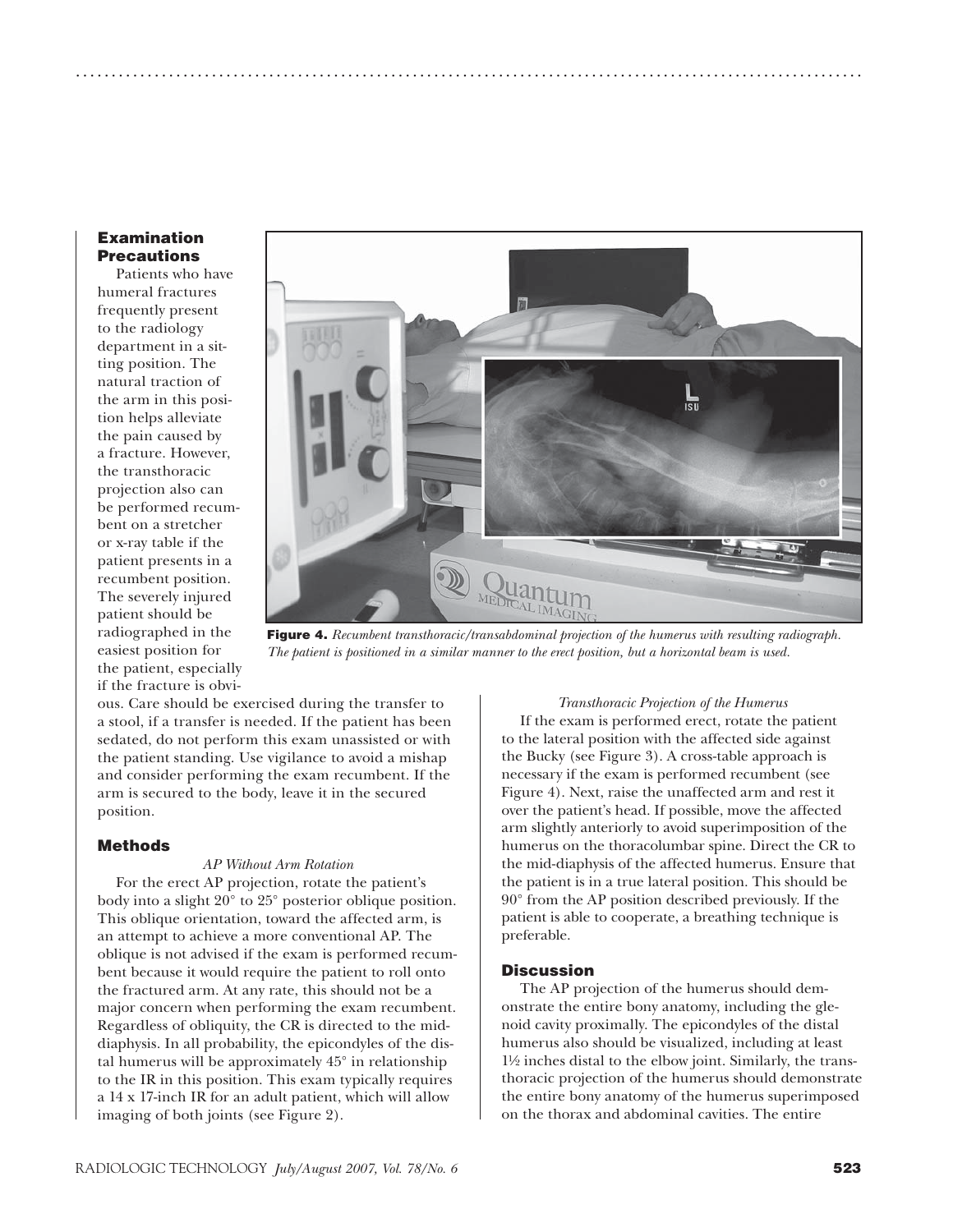## Examination Precautions

Patients who have humeral fractures frequently present to the radiology department in a sitting position. The natural traction of the arm in this position helps alleviate the pain caused by a fracture. However, the transthoracic projection also can be performed recumbent on a stretcher or x-ray table if the patient presents in a recumbent position. The severely injured patient should be radiographed in the easiest position for the patient, especially if the fracture is obvious. Care should be exercised during the transfer to a stool, if a transfer is needed. If the patient has been sedated, do not perform this exam unassisted or with the patient standing. Use vigilance to avoid a mishap and consider performing the exam recumbent. If the arm is secured to the body, leave it in the secured position.

**Figure 4.** *Recumbent transthoracic/transabdominal projection of the humerus with resulting radiograph. The patient is positioned in a similar manner to the erect position, but a horizontal beam is used.*

## Methods

*AP Without Arm Rotation*

For the erect AP projection, rotate the patient's body into a slight 20° to 25° posterior oblique position. This oblique orientation, toward the affected arm, is an attempt to achieve a more conventional AP. The oblique is not advised if the exam is performed recumbent because it would require the patient to roll onto the fractured arm. At any rate, this should not be a major concern when performing the exam recumbent. Regardless of obliquity, the CR is directed to the mid-diaphysis. In all probability, the epicondyles of the distal humerus will be approximately 45° in relationship to the IR in this position. This exam typically requires a 14 x 17-inch IR for an adult patient, which will allow imaging of both joints (see Figure 2).

*Transthoracic Projection of the Humerus*

If the exam is performed erect, rotate the patient to the lateral position with the affected side against the Bucky (see Figure 3). A cross-table approach is necessary if the exam is performed recumbent (see Figure 4). Next, raise the unaffected arm and rest it over the patient's head. If possible, move the affected arm slightly anteriorly to avoid superimposition of the humerus on the thoracolumbar spine. Direct the CR to the mid-diaphysis of the affected humerus. Ensure that the patient is in a true lateral position. This should be 90° from the AP position described previously. If the patient is able to cooperate, a breathing technique is preferable.

## Discussion

The AP projection of the humerus should demonstrate the entire bony anatomy, including the glenoid cavity proximally. The epicondyles of the distal humerus also should be visualized, including at least 1½ inches distal to the elbow joint. Similarly, the transthoracic projection of the humerus should demonstrate the entire bony anatomy of the humerus superimposed on the thorax and abdominal cavities. The entire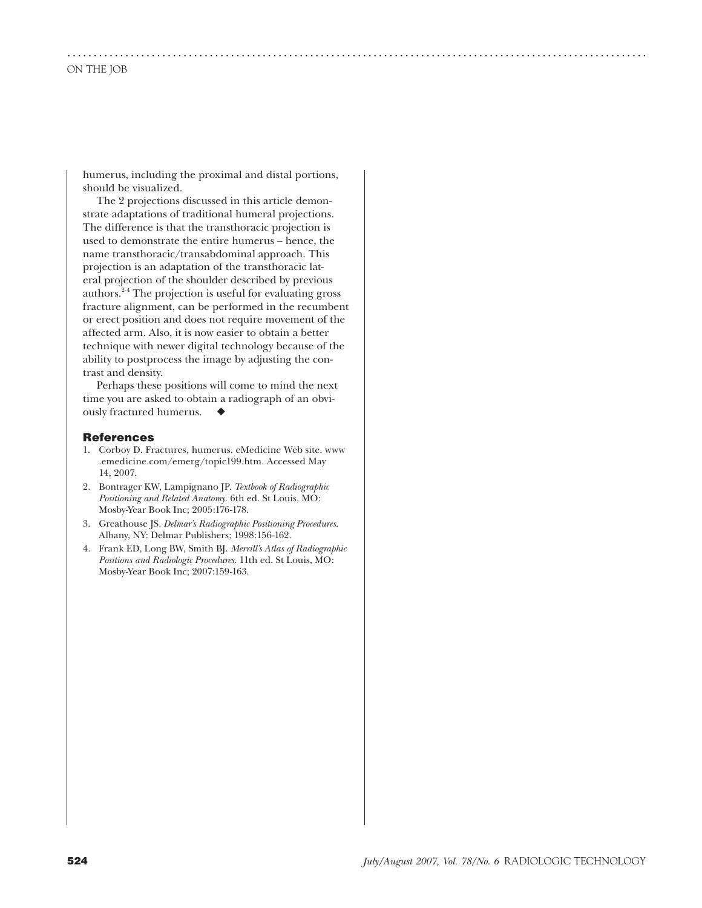humerus, including the proximal and distal portions, should be visualized.

The 2 projections discussed in this article demonstrate adaptations of traditional humeral projections. The difference is that the transthoracic projection is used to demonstrate the entire humerus – hence, the name transthoracic/transabdominal approach. This projection is an adaptation of the transthoracic lateral projection of the shoulder described by previous authors.[2-4] The projection is useful for evaluating gross fracture alignment, can be performed in the recumbent or erect position and does not require movement of the affected arm. Also, it is now easier to obtain a better technique with newer digital technology because of the ability to postprocess the image by adjusting the contrast and density.

Perhaps these positions will come to mind the next time you are asked to obtain a radiograph of an obviously fractured humerus. ◆

## References

1. Corboy D. Fractures, humerus. eMedicine Web site. www.emedicine.com/emerg/topic199.htm. Accessed May 14, 2007.
2. Bontrager KW, Lampignano JP. *Textbook of Radiographic Positioning and Related Anatomy*. 6th ed. St Louis, MO: Mosby-Year Book Inc; 2005:176-178.
3. Greathouse JS. *Delmar's Radiographic Positioning Procedures*. Albany, NY: Delmar Publishers; 1998:156-162.
4. Frank ED, Long BW, Smith BJ. *Merrill's Atlas of Radiographic Positions and Radiologic Procedures*. 11th ed. St Louis, MO: Mosby-Year Book Inc; 2007:159-163.